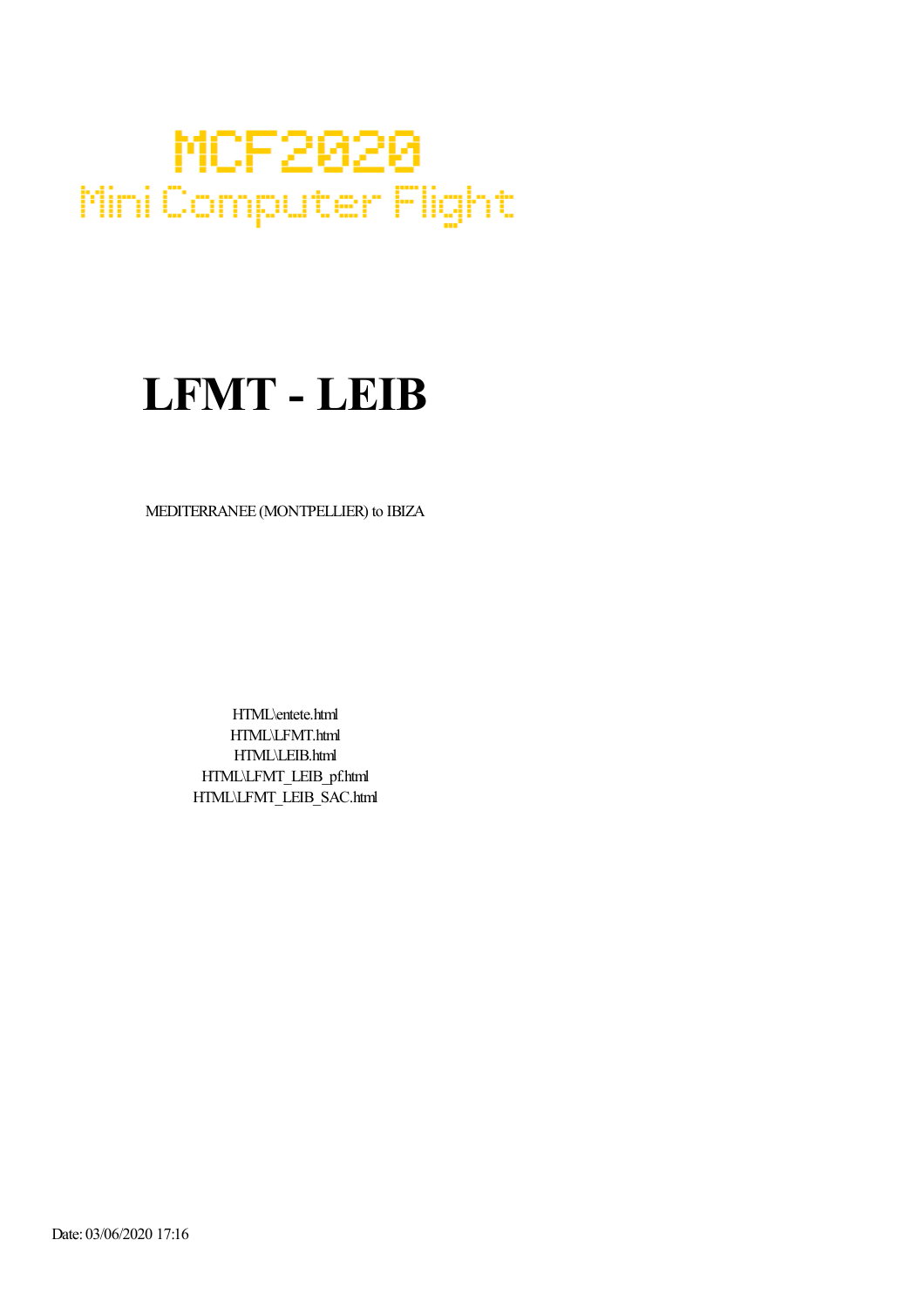MCF2020

Mini Computer Flight

# LFMT - LEIB

MEDITERRANEE (MONTPELLIER) to IBIZA

HTML\entete.html
HTML\LFMT.html
HTML\LEIB.html
HTML\LFMT_LEIB_pf.html
HTML\LFMT_LEIB_SAC.html

Date: 03/06/2020 17:16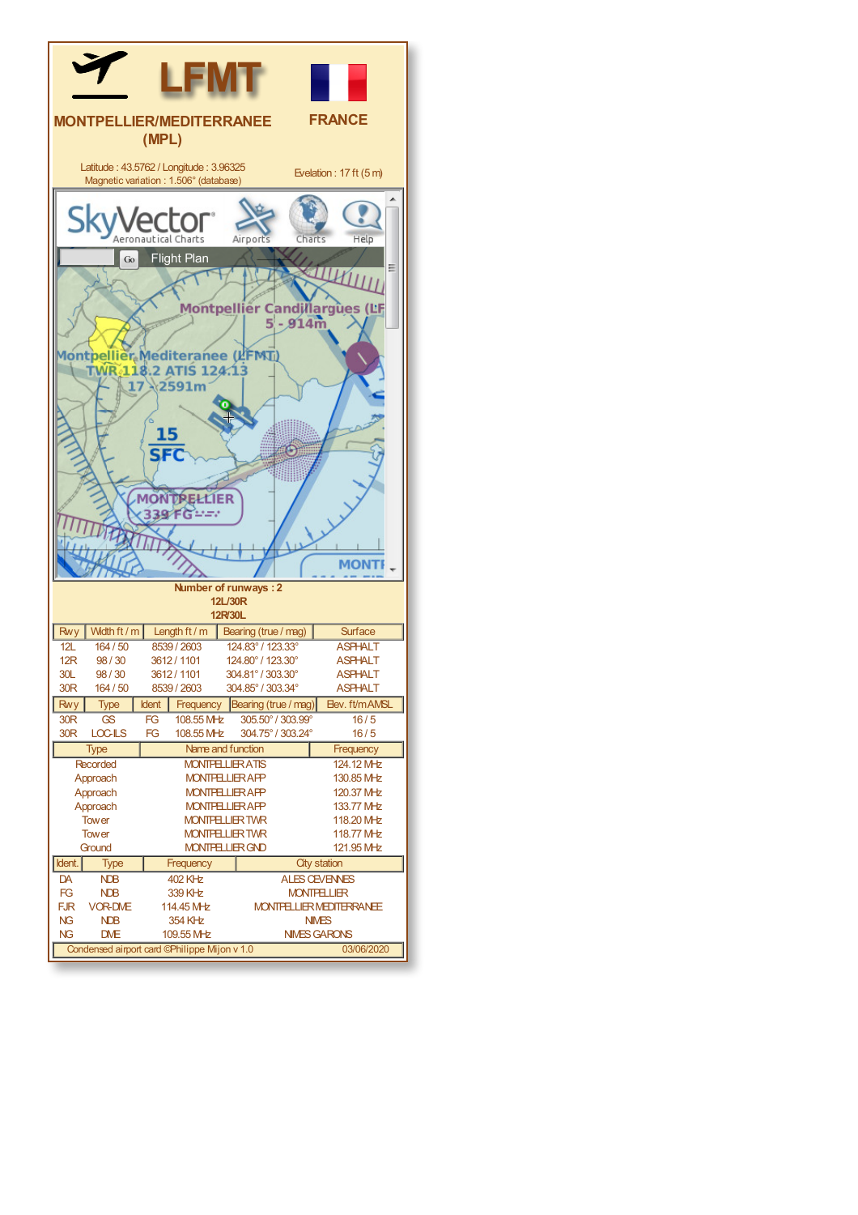# LFMT

## MONTPELLIER/MEDITERRANEE (MPL)

**FRANCE**

Latitude : 43.5762 / Longitude : 3.96325
Magnetic variation : 1.506° (database)

Evelation : 17 ft (5 m)

**Number of runways : 2**
**12L/30R**
**12R/30L**

| Rwy | Width ft / m | Length ft / m | Bearing (true / mag) | Surface |
|---|---|---|---|---|
| 12L | 164 / 50 | 8539 / 2603 | 124.83° / 123.33° | ASPHALT |
| 12R | 98 / 30 | 3612 / 1101 | 124.80° / 123.30° | ASPHALT |
| 30L | 98 / 30 | 3612 / 1101 | 304.81° / 303.30° | ASPHALT |
| 30R | 164 / 50 | 8539 / 2603 | 304.85° / 303.34° | ASPHALT |

| Rwy | Type | Ident | Frequency | Bearing (true / mag) | Elev. ft/m AMSL |
|---|---|---|---|---|---|
| 30R | GS | FG | 108.55 MHz | 305.50° / 303.99° | 16 / 5 |
| 30R | LOC-ILS | FG | 108.55 MHz | 304.75° / 303.24° | 16 / 5 |

| Type | Name and function | Frequency |
|---|---|---|
| Recorded | MONTPELLIER ATIS | 124.12 MHz |
| Approach | MONTPELLIER APP | 130.85 MHz |
| Approach | MONTPELLIER APP | 120.37 MHz |
| Approach | MONTPELLIER APP | 133.77 MHz |
| Tower | MONTPELLIER TWR | 118.20 MHz |
| Tower | MONTPELLIER TWR | 118.77 MHz |
| Ground | MONTPELLIER GND | 121.95 MHz |

| Ident. | Type | Frequency | City station |
|---|---|---|---|
| DA | NDB | 402 KHz | ALES CEVENNES |
| FG | NDB | 339 KHz | MONTPELLIER |
| FJR | VOR-DME | 114.45 MHz | MONTPELLIER MEDITERRANEE |
| NG | NDB | 354 KHz | NIMES |
| NG | DME | 109.55 MHz | NIMES GARONS |

Condensed airport card ©Philippe Mijon v 1.0 — 03/06/2020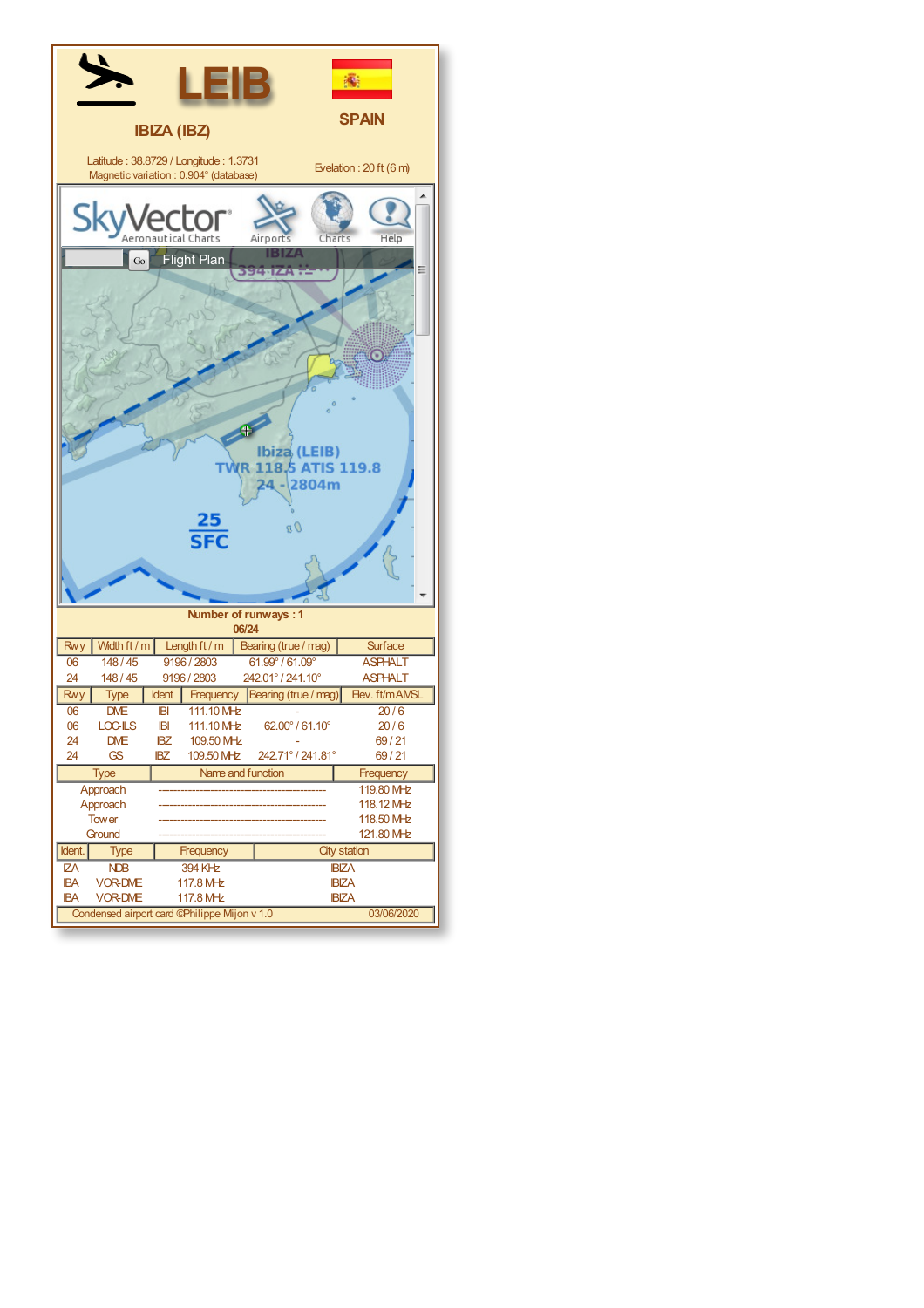# LEIB

**SPAIN**

**IBIZA (IBZ)**

Latitude : 38.8729 / Longitude : 1.3731
Magnetic variation : 0.904° (database)

Evelation : 20 ft (6 m)

**Number of runways : 1**
**06/24**

| Rwy | Width ft / m | Length ft / m | Bearing (true / mag) | Surface |
|---|---|---|---|---|
| 06 | 148 / 45 | 9196 / 2803 | 61.99° / 61.09° | ASPHALT |
| 24 | 148 / 45 | 9196 / 2803 | 242.01° / 241.10° | ASPHALT |

| Rwy | Type | Ident | Frequency | Bearing (true / mag) | Elev. ft/m AMSL |
|---|---|---|---|---|---|
| 06 | DME | IBI | 111.10 MHz | - | 20 / 6 |
| 06 | LOC-ILS | IBI | 111.10 MHz | 62.00° / 61.10° | 20 / 6 |
| 24 | DME | IBZ | 109.50 MHz | - | 69 / 21 |
| 24 | GS | IBZ | 109.50 MHz | 242.71° / 241.81° | 69 / 21 |

| Type | Name and function | Frequency |
|---|---|---|
| Approach | ------------------------------------------------ | 119.80 MHz |
| Approach | ------------------------------------------------ | 118.12 MHz |
| Tower | ------------------------------------------------ | 118.50 MHz |
| Ground | ------------------------------------------------ | 121.80 MHz |

| Ident. | Type | Frequency | City station |
|---|---|---|---|
| IZA | NDB | 394 KHz | IBIZA |
| IBA | VOR-DME | 117.8 MHz | IBIZA |
| IBA | VOR-DME | 117.8 MHz | IBIZA |

Condensed airport card ©Philippe Mijon v 1.0 03/06/2020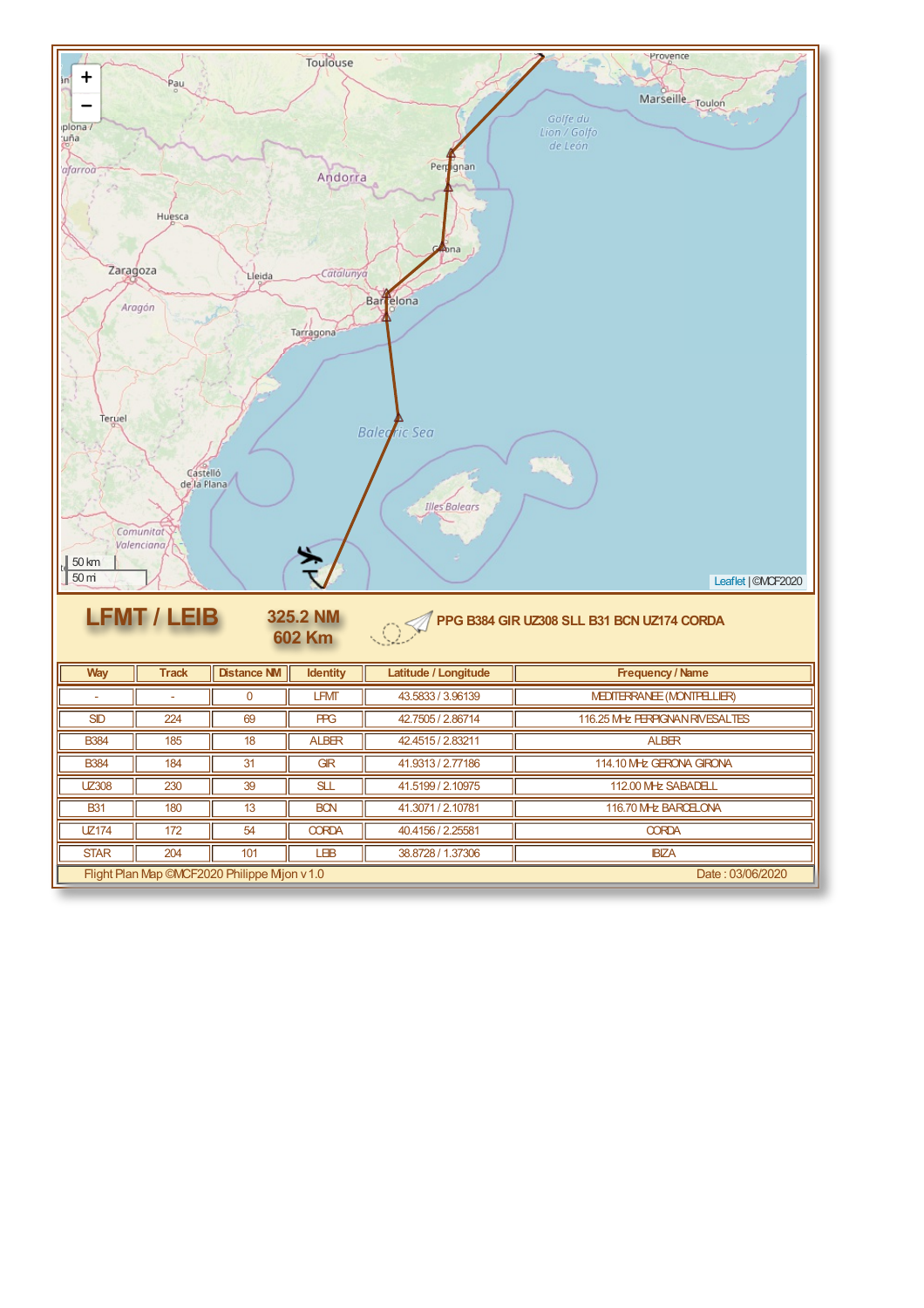## LFMT / LEIB

**325.2 NM**
**602 Km**

**PPG B384 GIR UZ308 SLL B31 BCN UZ174 CORDA**

| Way | Track | Distance NM | Identity | Latitude / Longitude | Frequency / Name |
|---|---|---|---|---|---|
| - | - | 0 | LFMT | 43.5833 / 3.96139 | MEDITERRANEE (MONTPELLIER) |
| SID | 224 | 69 | PPG | 42.7505 / 2.86714 | 116.25 MHz PERPIGNAN RIVESALTES |
| B384 | 185 | 18 | ALBER | 42.4515 / 2.83211 | ALBER |
| B384 | 184 | 31 | GIR | 41.9313 / 2.77186 | 114.10 MHz GERONA GIRONA |
| UZ308 | 230 | 39 | SLL | 41.5199 / 2.10975 | 112.00 MHz SABADELL |
| B31 | 180 | 13 | BCN | 41.3071 / 2.10781 | 116.70 MHz BARCELONA |
| UZ174 | 172 | 54 | CORDA | 40.4156 / 2.25581 | CORDA |
| STAR | 204 | 101 | LEIB | 38.8728 / 1.37306 | IBIZA |

Flight Plan Map ©MCF2020 Philippe Mijon v 1.0 — Date : 03/06/2020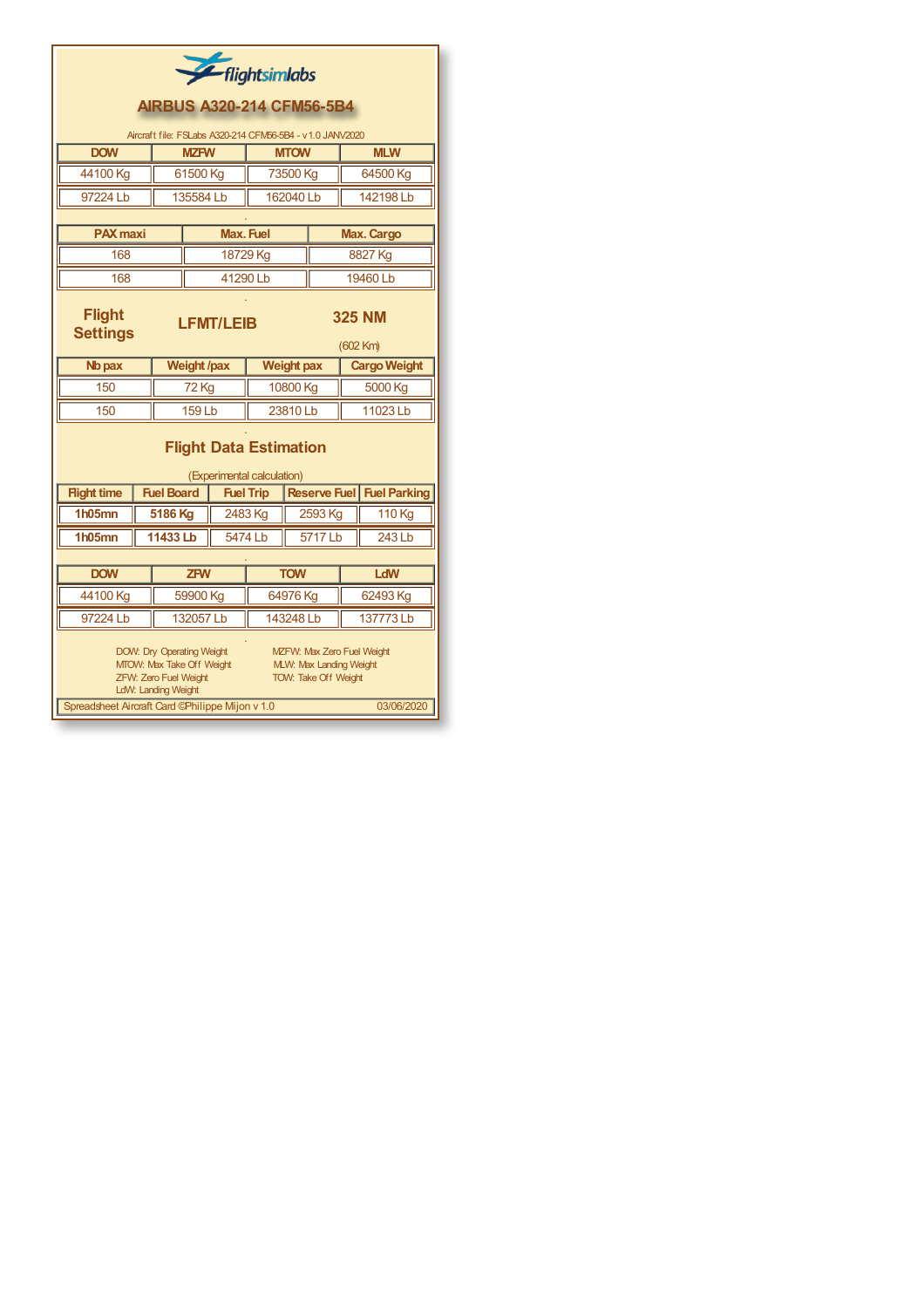flightsimlabs

# AIRBUS A320-214 CFM56-5B4

Aircraft file: FSLabs A320-214 CFM56-5B4 - v 1.0 JANV2020

| DOW | MZFW | MTOW | MLW |
|---|---|---|---|
| 44100 Kg | 61500 Kg | 73500 Kg | 64500 Kg |
| 97224 Lb | 135584 Lb | 162040 Lb | 142198 Lb |

| PAX maxi | Max. Fuel | Max. Cargo |
|---|---|---|
| 168 | 18729 Kg | 8827 Kg |
| 168 | 41290 Lb | 19460 Lb |

**Flight Settings** **LFMT/LEIB** **325 NM**

(602 Km)

| Nb pax | Weight /pax | Weight pax | Cargo Weight |
|---|---|---|---|
| 150 | 72 Kg | 10800 Kg | 5000 Kg |
| 150 | 159 Lb | 23810 Lb | 11023 Lb |

## Flight Data Estimation

(Experimental calculation)

| Flight time | Fuel Board | Fuel Trip | Reserve Fuel | Fuel Parking |
|---|---|---|---|---|
| **1h05mn** | **5186 Kg** | 2483 Kg | 2593 Kg | 110 Kg |
| **1h05mn** | **11433 Lb** | 5474 Lb | 5717 Lb | 243 Lb |

| DOW | ZFW | TOW | LdW |
|---|---|---|---|
| 44100 Kg | 59900 Kg | 64976 Kg | 62493 Kg |
| 97224 Lb | 132057 Lb | 143248 Lb | 137773 Lb |

DOW: Dry Operating Weight
MTOW: Max Take Off Weight
ZFW: Zero Fuel Weight
LdW: Landing Weight
MZFW: Max Zero Fuel Weight
MLW: Max Landing Weight
TOW: Take Off Weight

Spreadsheet Aircraft Card ©Philippe Mijon v 1.0 03/06/2020